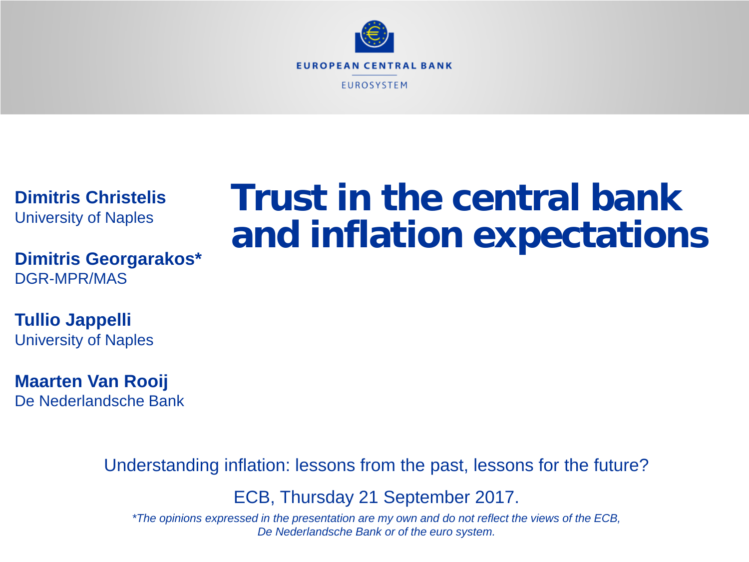EUROPEAN CENTRAL BANK

EUROSYSTEM

# Trust in the central bank and inflation expectations

**Dimitris Christelis**
University of Naples

**Dimitris Georgarakos***
DGR-MPR/MAS

**Tullio Jappelli**
University of Naples

**Maarten Van Rooij**
De Nederlandsche Bank

Understanding inflation: lessons from the past, lessons for the future?

ECB, Thursday 21 September 2017.

*\*The opinions expressed in the presentation are my own and do not reflect the views of the ECB, De Nederlandsche Bank or of the euro system.*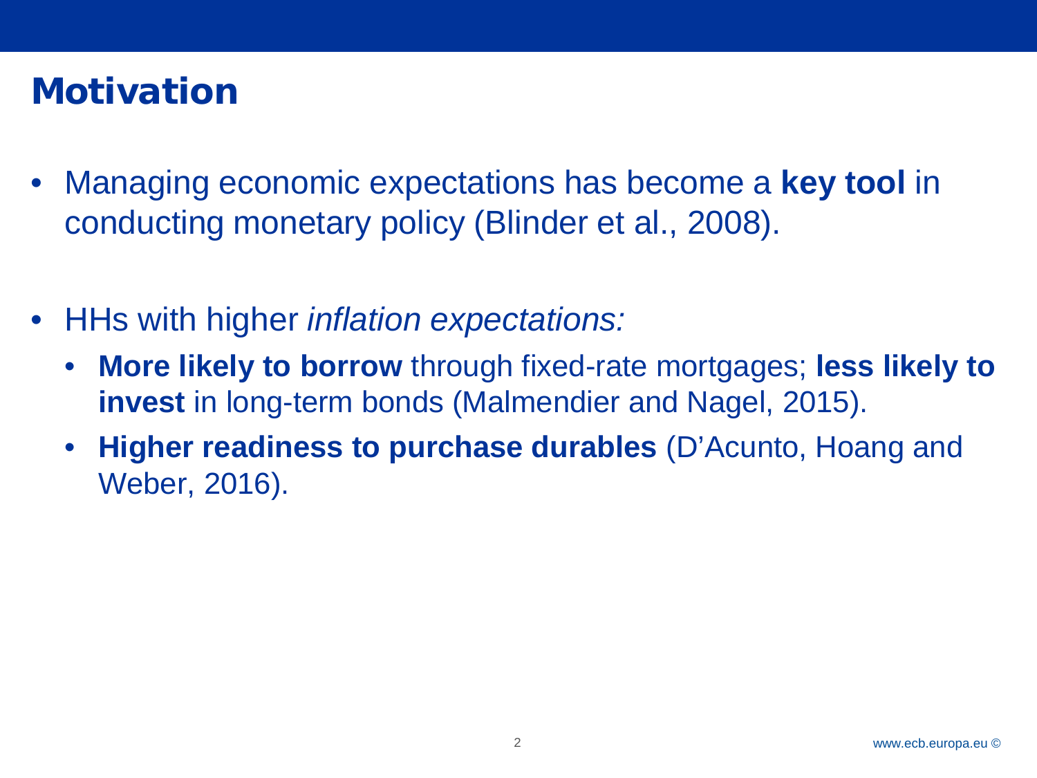# Motivation

- Managing economic expectations has become a **key tool** in conducting monetary policy (Blinder et al., 2008).

- HHs with higher *inflation expectations:*
  - **More likely to borrow** through fixed-rate mortgages; **less likely to invest** in long-term bonds (Malmendier and Nagel, 2015).
  - **Higher readiness to purchase durables** (D'Acunto, Hoang and Weber, 2016).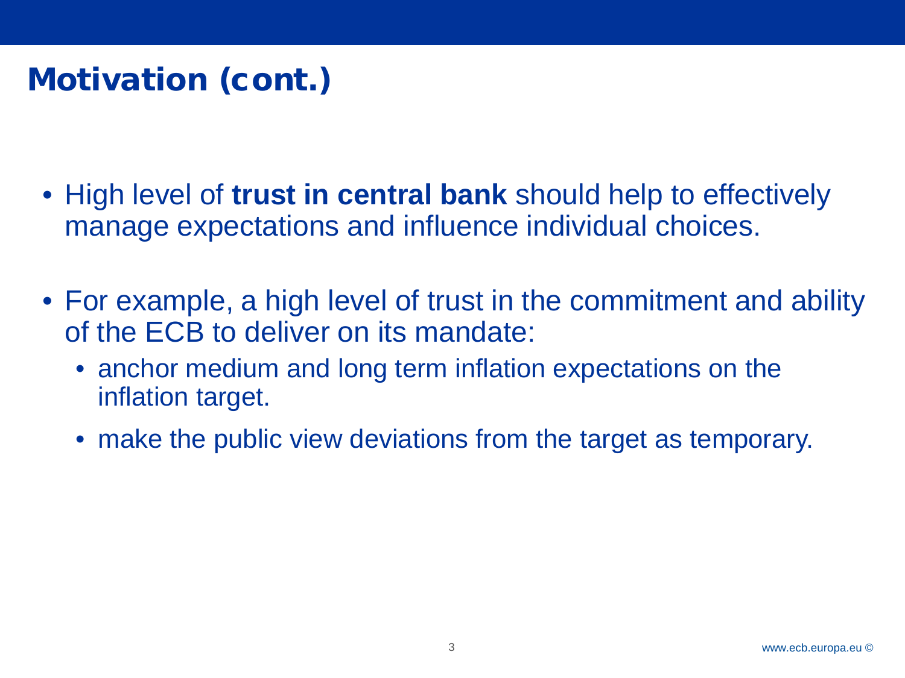# Motivation (cont.)

- High level of **trust in central bank** should help to effectively manage expectations and influence individual choices.
- For example, a high level of trust in the commitment and ability of the ECB to deliver on its mandate:
  - anchor medium and long term inflation expectations on the inflation target.
  - make the public view deviations from the target as temporary.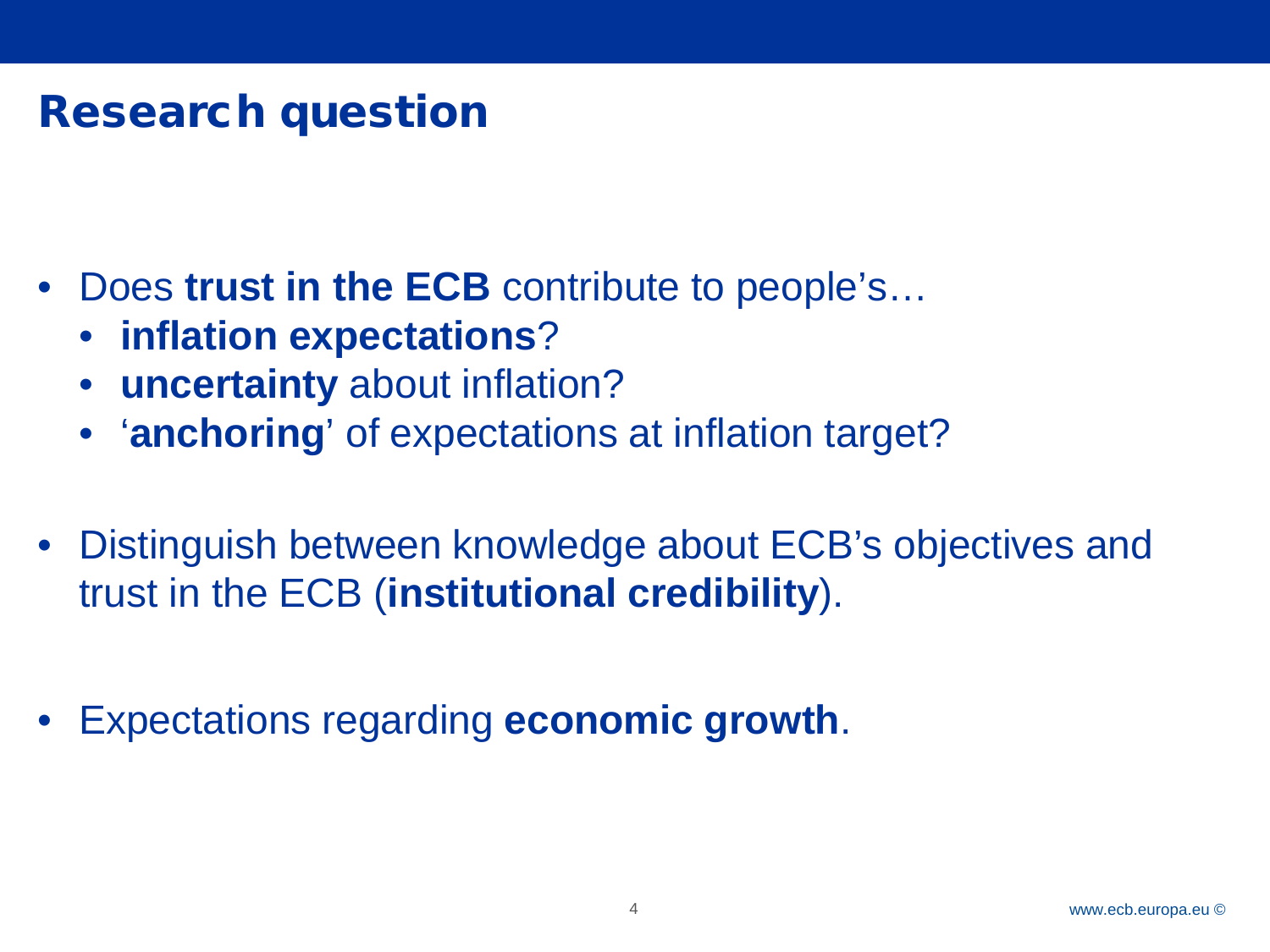# Research question

- Does **trust in the ECB** contribute to people's…
  - **inflation expectations**?
  - **uncertainty** about inflation?
  - '**anchoring**' of expectations at inflation target?

- Distinguish between knowledge about ECB's objectives and trust in the ECB (**institutional credibility**).

- Expectations regarding **economic growth**.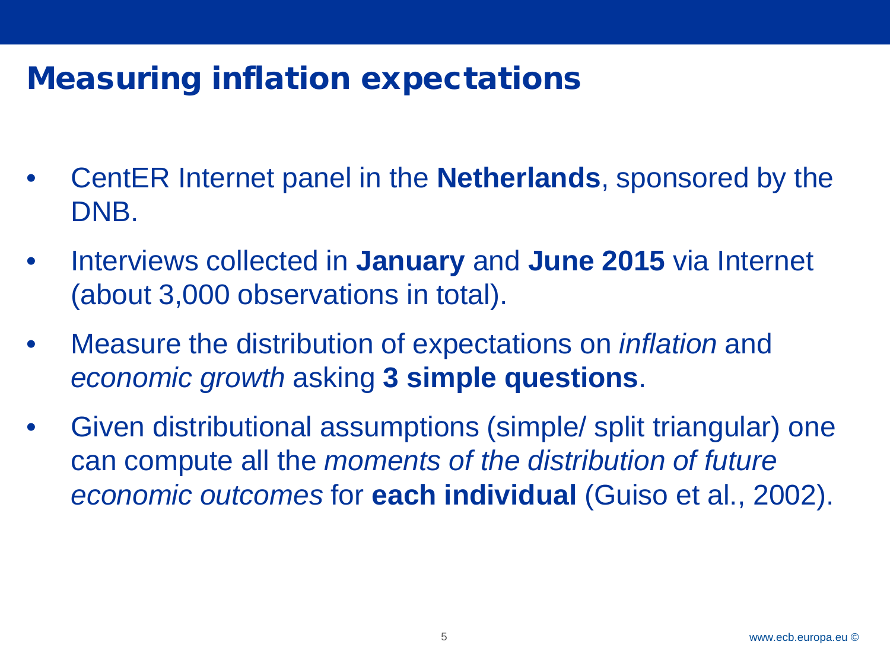# Measuring inflation expectations

- CentER Internet panel in the **Netherlands**, sponsored by the DNB.
- Interviews collected in **January** and **June 2015** via Internet (about 3,000 observations in total).
- Measure the distribution of expectations on *inflation* and *economic growth* asking **3 simple questions**.
- Given distributional assumptions (simple/ split triangular) one can compute all the *moments of the distribution of future economic outcomes* for **each individual** (Guiso et al., 2002).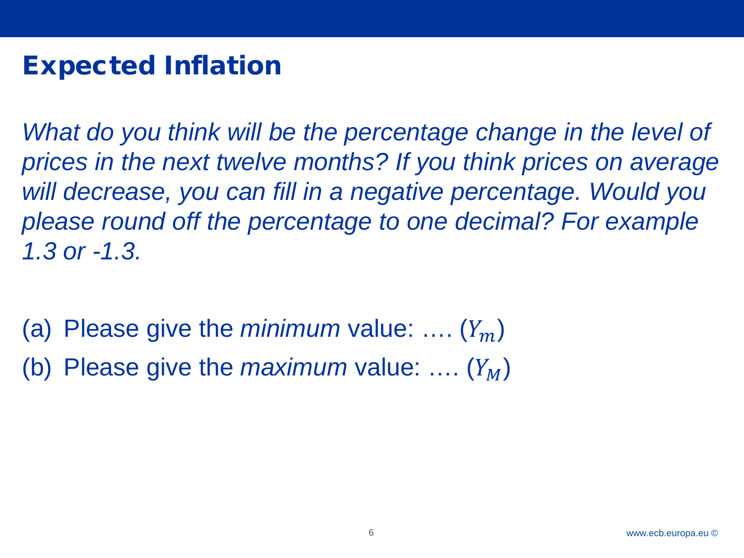# Expected Inflation

*What do you think will be the percentage change in the level of prices in the next twelve months? If you think prices on average will decrease, you can fill in a negative percentage. Would you please round off the percentage to one decimal? For example 1.3 or -1.3.*

(a) Please give the *minimum* value: …. ($Y_m$)

(b) Please give the *maximum* value: …. ($Y_M$)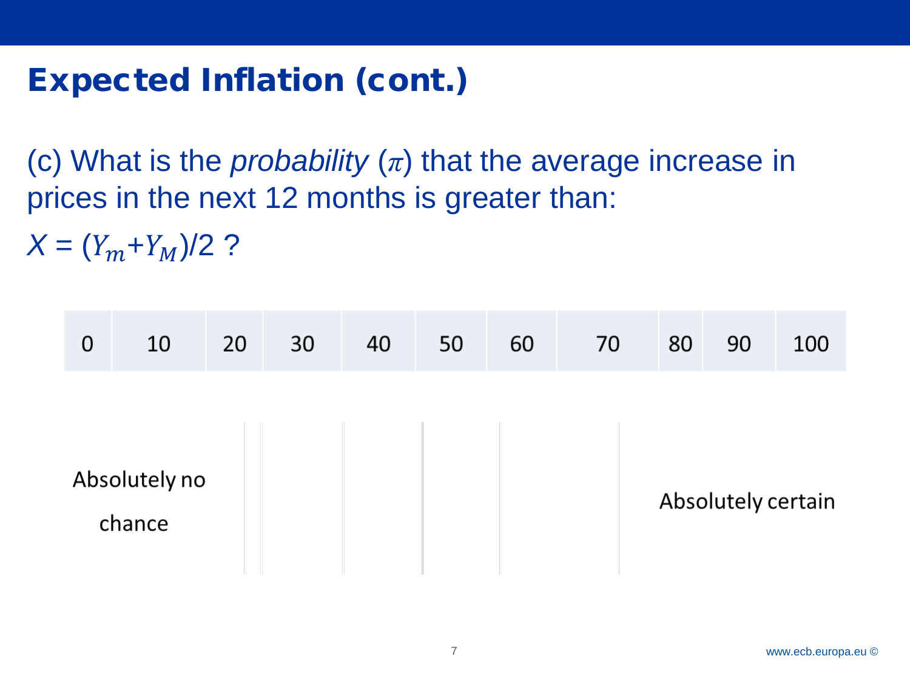# Expected Inflation (cont.)

(c) What is the *probability* ($\pi$) that the average increase in prices in the next 12 months is greater than:

$X = (Y_m + Y_M)/2$ ?

| 0 | 10 | 20 | 30 | 40 | 50 | 60 | 70 | 80 | 90 | 100 |
|---|---|---|---|---|---|---|---|---|---|---|
| Absolutely no chance | | | | | | | | Absolutely certain | | |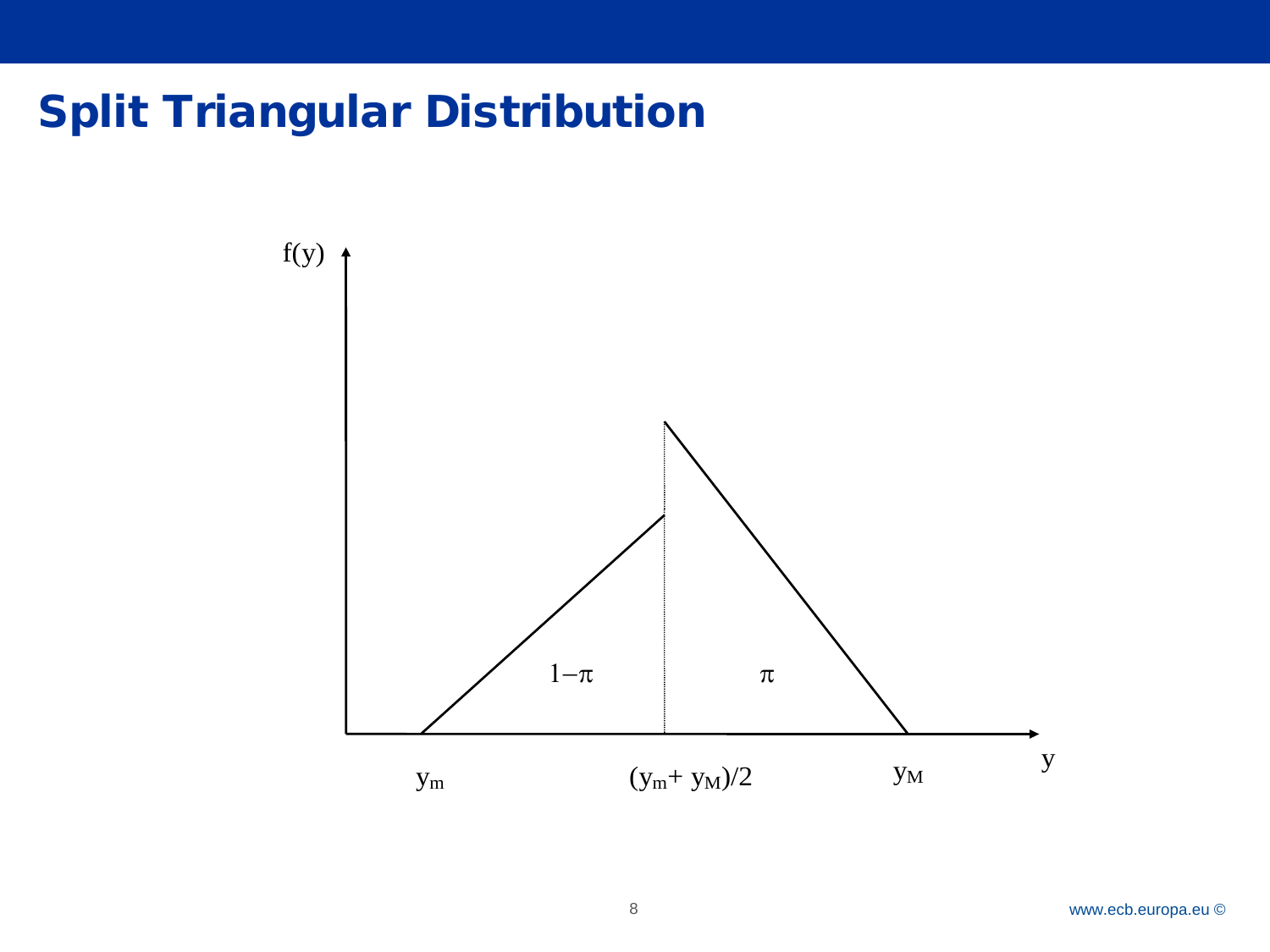# Split Triangular Distribution

$f(y)$

$1-\pi$

$\pi$

$y_m$

$(y_m + y_M)/2$

$y_M$

$y$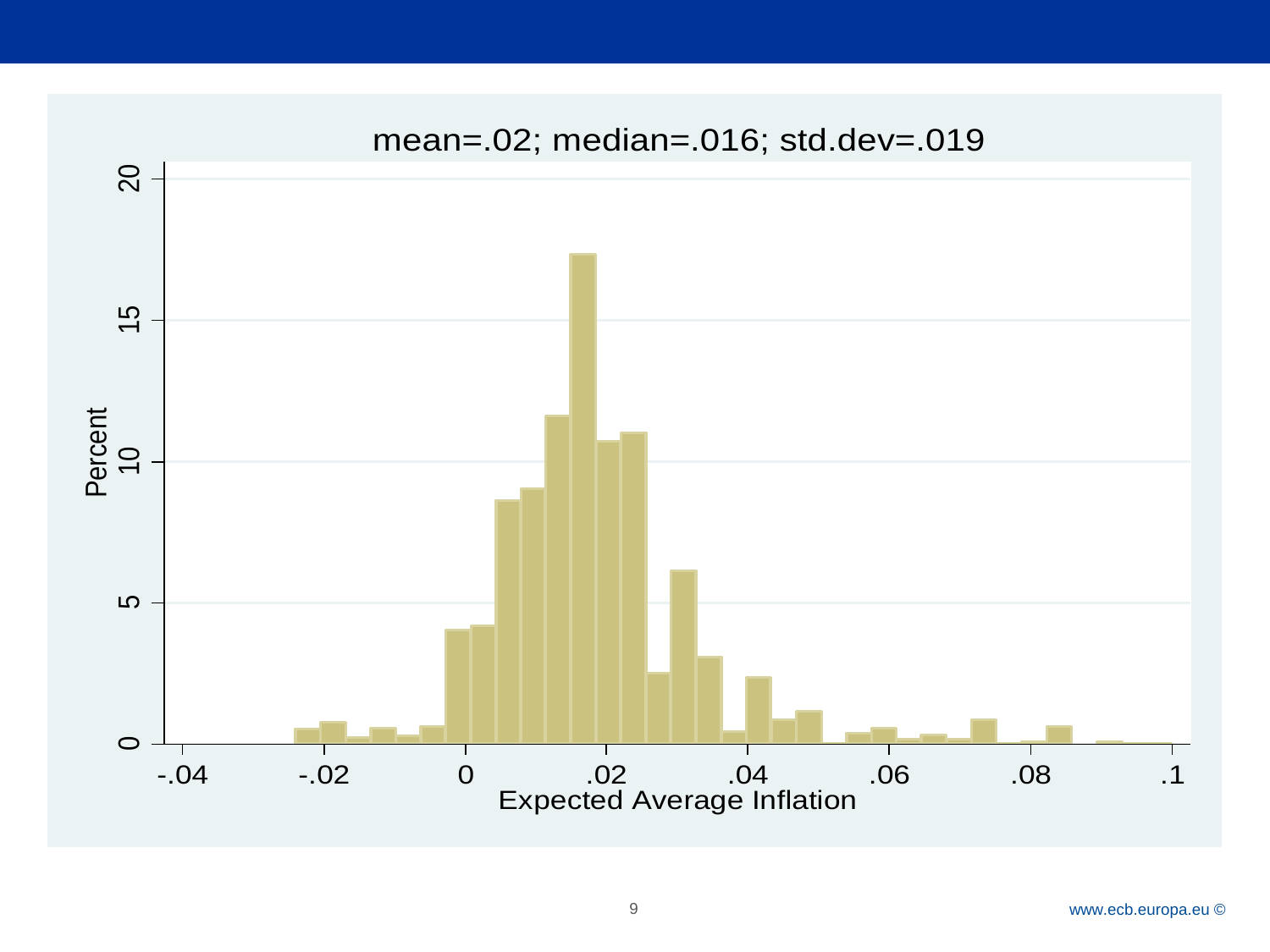mean=.02; median=.016; std.dev=.019

Percent

Expected Average Inflation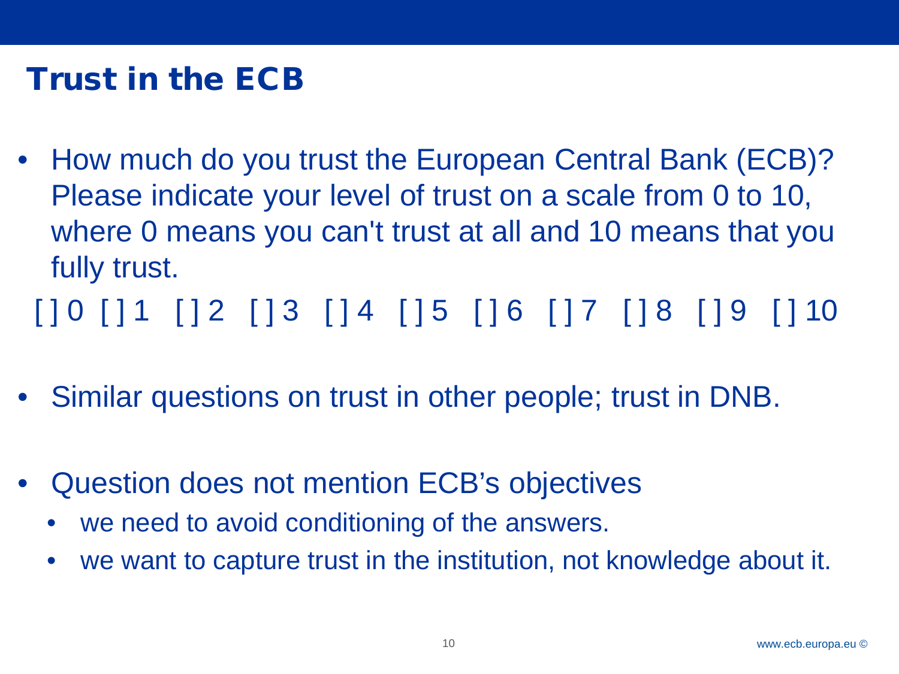# Trust in the ECB

- How much do you trust the European Central Bank (ECB)? Please indicate your level of trust on a scale from 0 to 10, where 0 means you can't trust at all and 10 means that you fully trust.

  [ ] 0 [ ] 1 [ ] 2 [ ] 3 [ ] 4 [ ] 5 [ ] 6 [ ] 7 [ ] 8 [ ] 9 [ ] 10

- Similar questions on trust in other people; trust in DNB.

- Question does not mention ECB's objectives
  - we need to avoid conditioning of the answers.
  - we want to capture trust in the institution, not knowledge about it.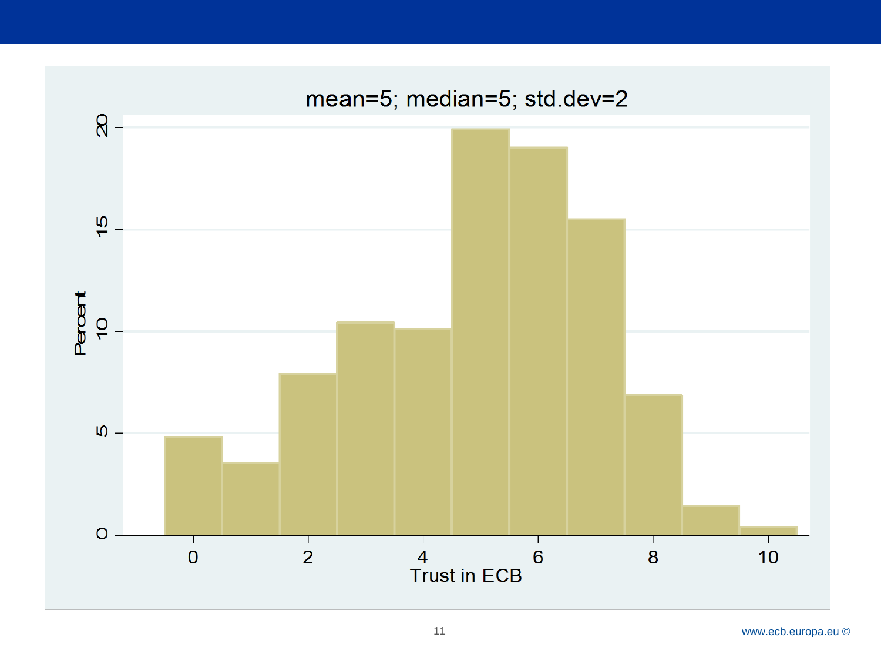mean=5; median=5; std.dev=2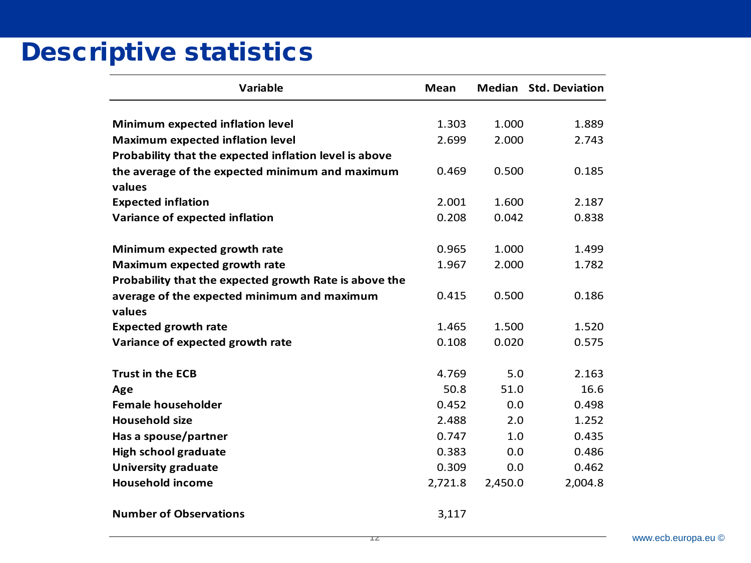# Descriptive statistics

| Variable | Mean | Median | Std. Deviation |
|---|---|---|---|
| **Minimum expected inflation level** | 1.303 | 1.000 | 1.889 |
| **Maximum expected inflation level** | 2.699 | 2.000 | 2.743 |
| **Probability that the expected inflation level is above the average of the expected minimum and maximum values** | 0.469 | 0.500 | 0.185 |
| **Expected inflation** | 2.001 | 1.600 | 2.187 |
| **Variance of expected inflation** | 0.208 | 0.042 | 0.838 |
| **Minimum expected growth rate** | 0.965 | 1.000 | 1.499 |
| **Maximum expected growth rate** | 1.967 | 2.000 | 1.782 |
| **Probability that the expected growth Rate is above the average of the expected minimum and maximum values** | 0.415 | 0.500 | 0.186 |
| **Expected growth rate** | 1.465 | 1.500 | 1.520 |
| **Variance of expected growth rate** | 0.108 | 0.020 | 0.575 |
| **Trust in the ECB** | 4.769 | 5.0 | 2.163 |
| **Age** | 50.8 | 51.0 | 16.6 |
| **Female householder** | 0.452 | 0.0 | 0.498 |
| **Household size** | 2.488 | 2.0 | 1.252 |
| **Has a spouse/partner** | 0.747 | 1.0 | 0.435 |
| **High school graduate** | 0.383 | 0.0 | 0.486 |
| **University graduate** | 0.309 | 0.0 | 0.462 |
| **Household income** | 2,721.8 | 2,450.0 | 2,004.8 |
| **Number of Observations** | 3,117 | | |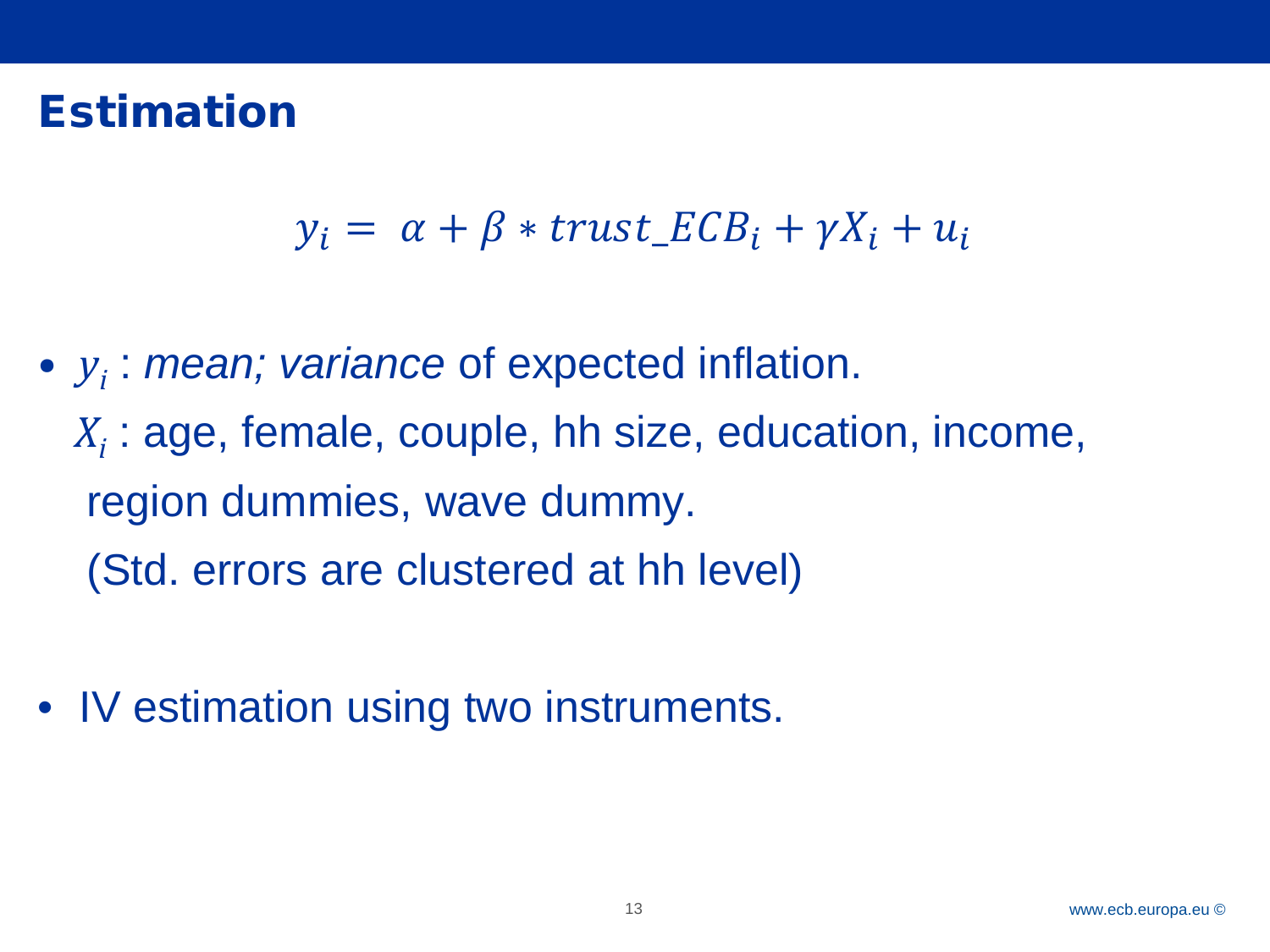# Estimation

$$y_i = \alpha + \beta * trust\_ECB_i + \gamma X_i + u_i$$

- $y_i$ : *mean; variance* of expected inflation.

  $X_i$ : age, female, couple, hh size, education, income, region dummies, wave dummy.

  (Std. errors are clustered at hh level)

- IV estimation using two instruments.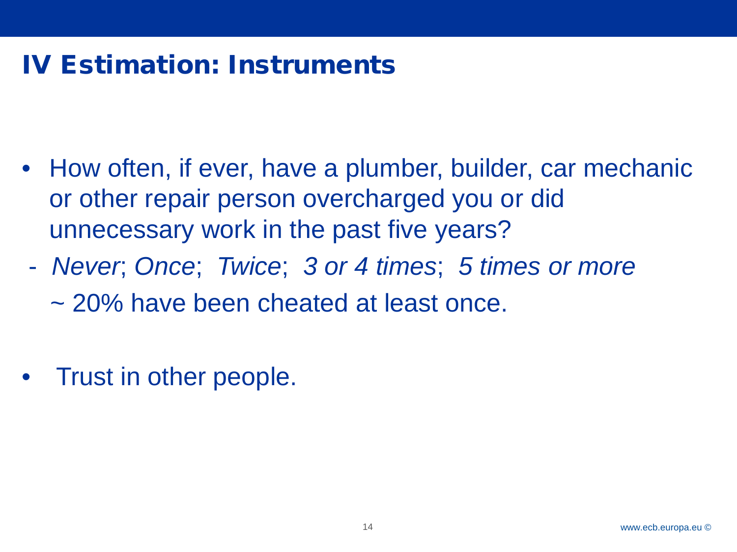# IV Estimation: Instruments

- How often, if ever, have a plumber, builder, car mechanic or other repair person overcharged you or did unnecessary work in the past five years?

  - *Never*; *Once*; *Twice*; *3 or 4 times*; *5 times or more*

    ~ 20% have been cheated at least once.

- Trust in other people.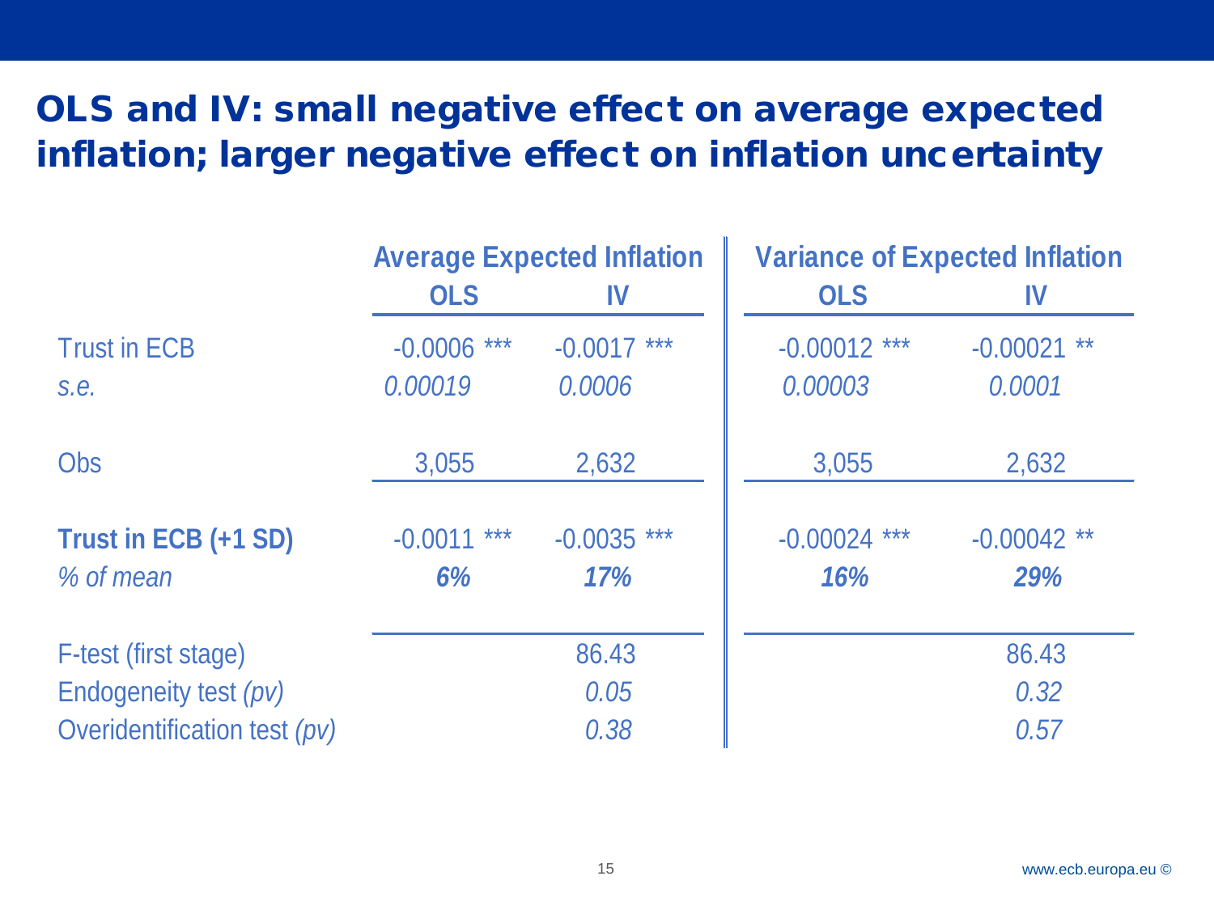# OLS and IV: small negative effect on average expected inflation; larger negative effect on inflation uncertainty

| | Average Expected Inflation | | Variance of Expected Inflation | |
|---|---|---|---|---|
| | **OLS** | **IV** | **OLS** | **IV** |
| Trust in ECB | -0.0006 *** | -0.0017 *** | -0.00012 *** | -0.00021 ** |
| *s.e.* | *0.00019* | *0.0006* | *0.00003* | *0.0001* |
| Obs | 3,055 | 2,632 | 3,055 | 2,632 |
| **Trust in ECB (+1 SD)** | -0.0011 *** | -0.0035 *** | -0.00024 *** | -0.00042 ** |
| *% of mean* | ***6%*** | ***17%*** | ***16%*** | ***29%*** |
| F-test (first stage) | | 86.43 | | 86.43 |
| Endogeneity test *(pv)* | | *0.05* | | *0.32* |
| Overidentification test *(pv)* | | *0.38* | | *0.57* |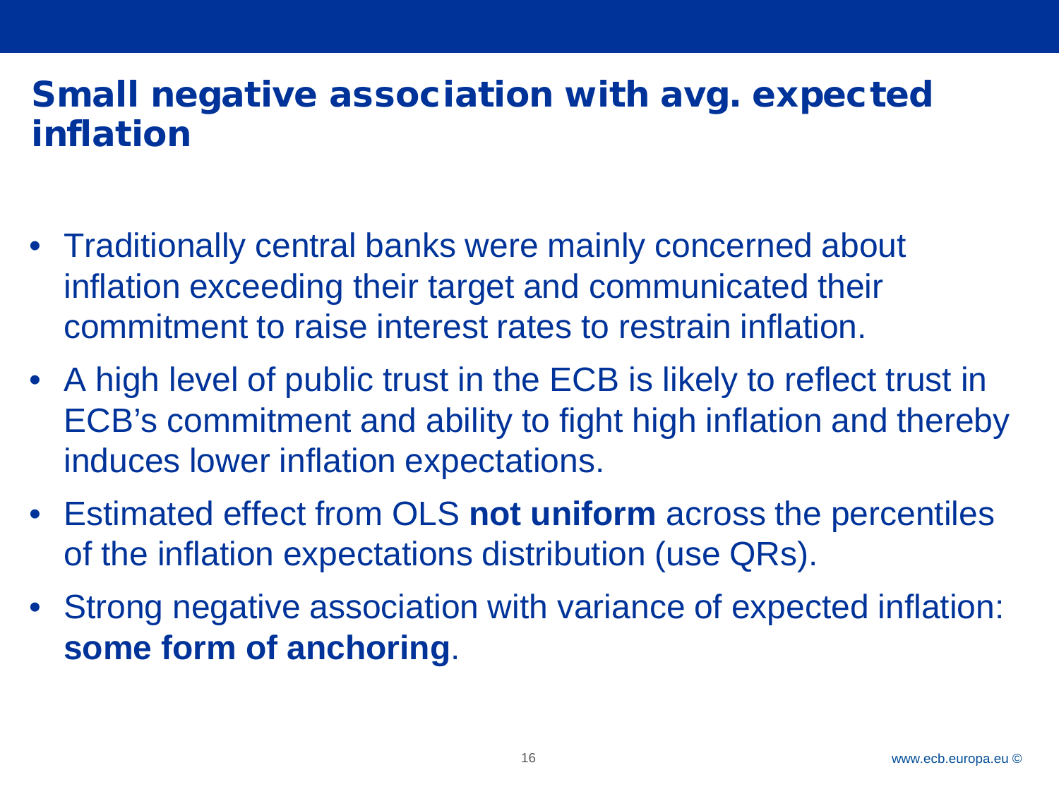# Small negative association with avg. expected inflation

- Traditionally central banks were mainly concerned about inflation exceeding their target and communicated their commitment to raise interest rates to restrain inflation.
- A high level of public trust in the ECB is likely to reflect trust in ECB's commitment and ability to fight high inflation and thereby induces lower inflation expectations.
- Estimated effect from OLS **not uniform** across the percentiles of the inflation expectations distribution (use QRs).
- Strong negative association with variance of expected inflation: **some form of anchoring**.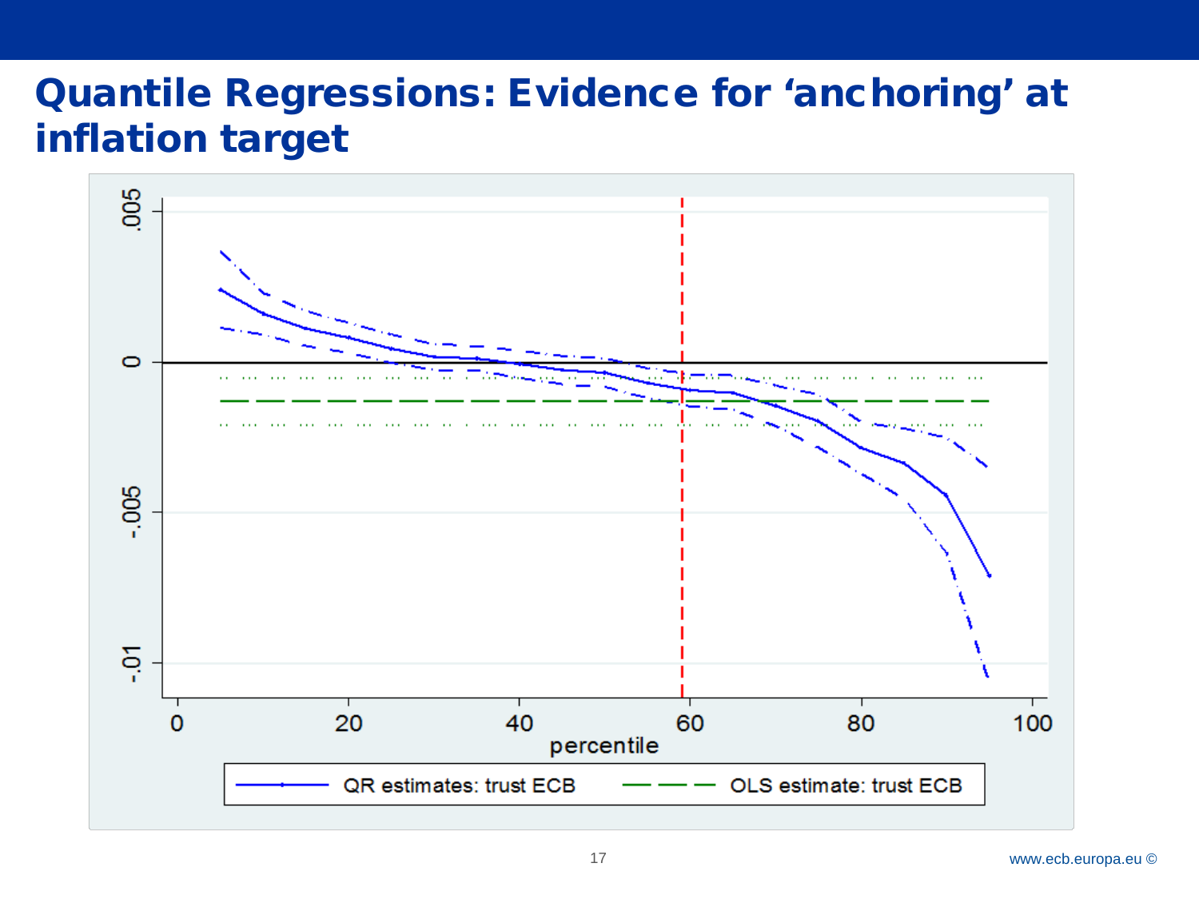# Quantile Regressions: Evidence for 'anchoring' at inflation target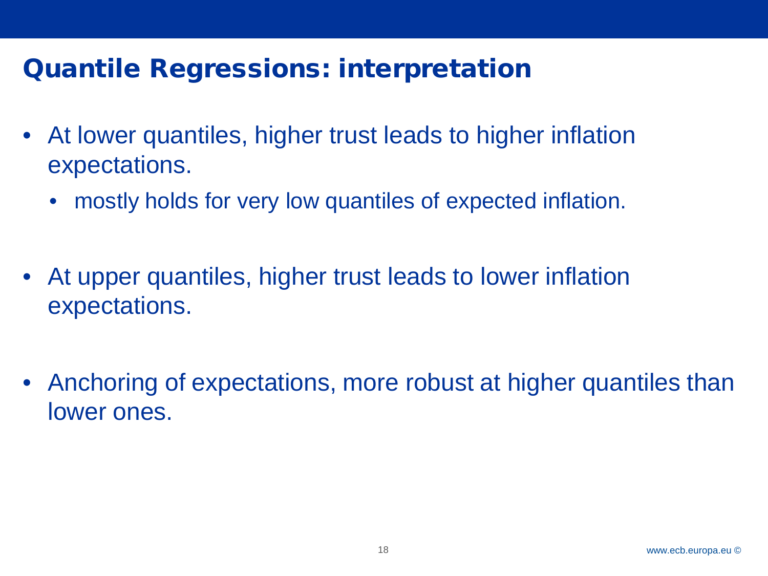# Quantile Regressions: interpretation

- At lower quantiles, higher trust leads to higher inflation expectations.
  - mostly holds for very low quantiles of expected inflation.

- At upper quantiles, higher trust leads to lower inflation expectations.

- Anchoring of expectations, more robust at higher quantiles than lower ones.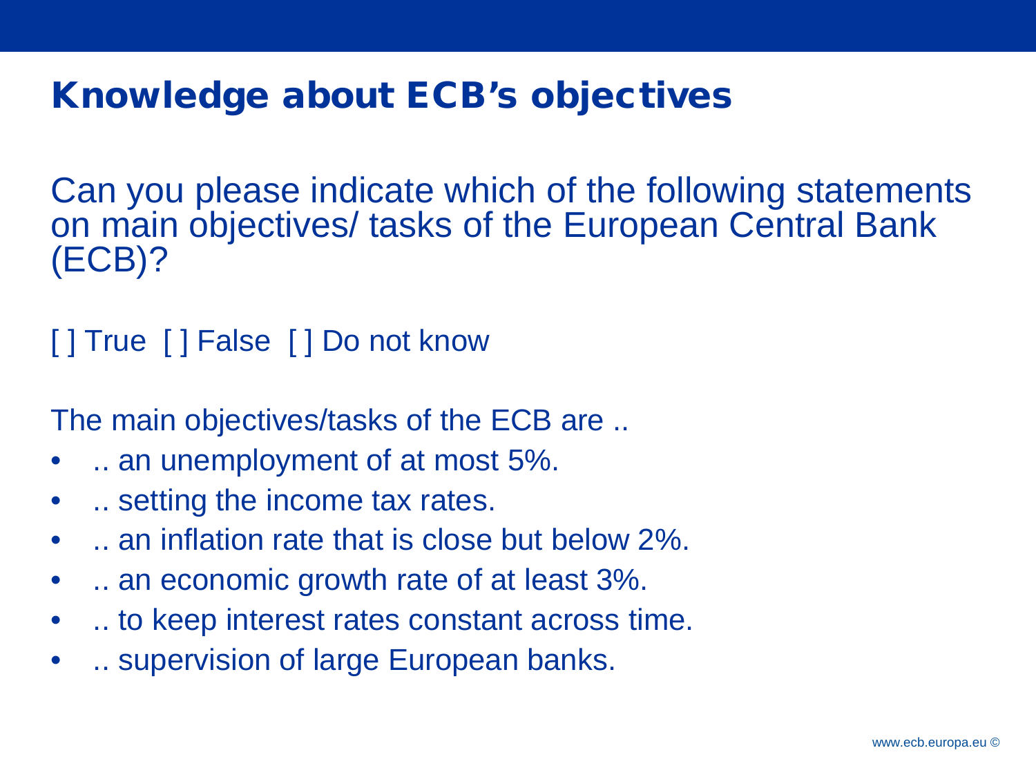# Knowledge about ECB's objectives

Can you please indicate which of the following statements on main objectives/ tasks of the European Central Bank (ECB)?

[ ] True  [ ] False  [ ] Do not know

The main objectives/tasks of the ECB are ..

- .. an unemployment of at most 5%.
- .. setting the income tax rates.
- .. an inflation rate that is close but below 2%.
- .. an economic growth rate of at least 3%.
- .. to keep interest rates constant across time.
- .. supervision of large European banks.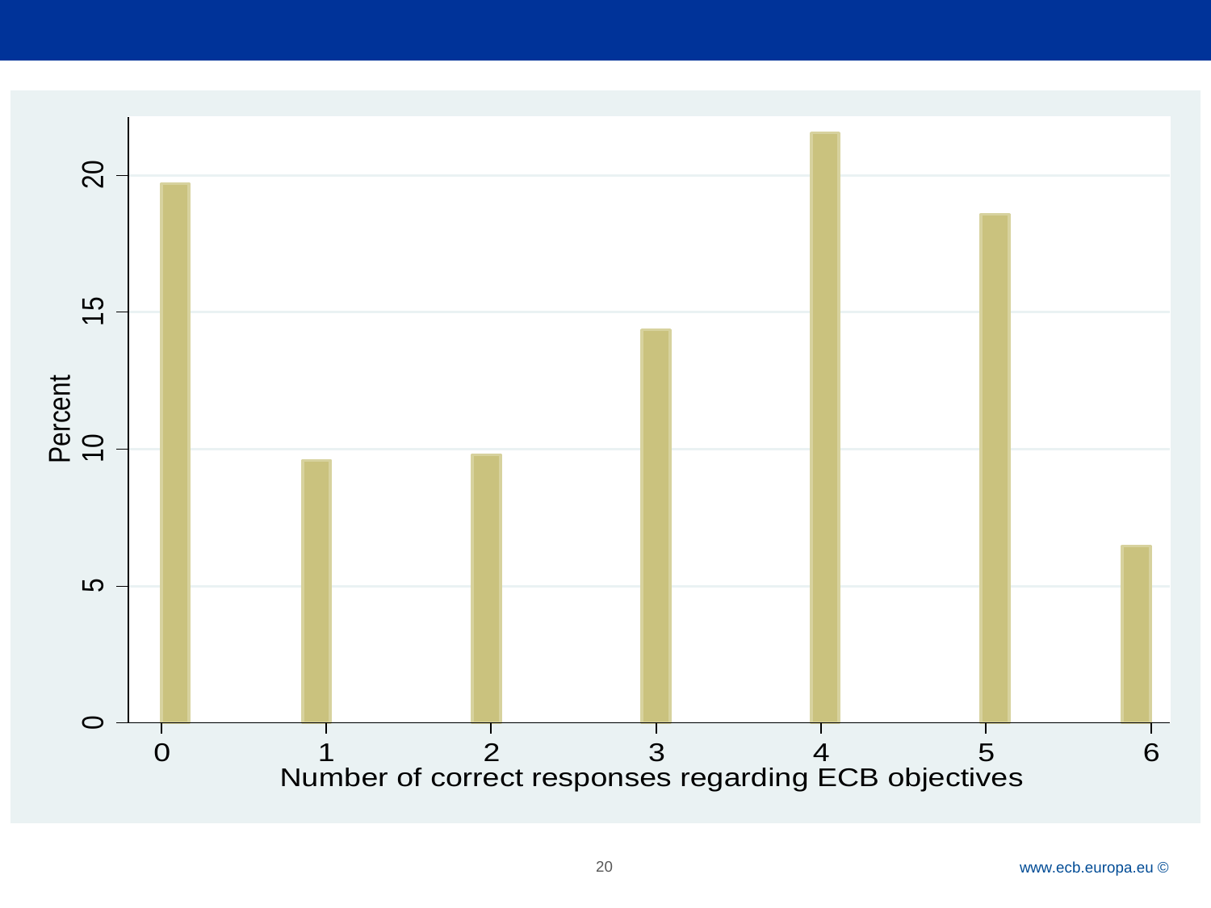Percent

20

15

10

5

0

0 1 2 3 4 5 6

Number of correct responses regarding ECB objectives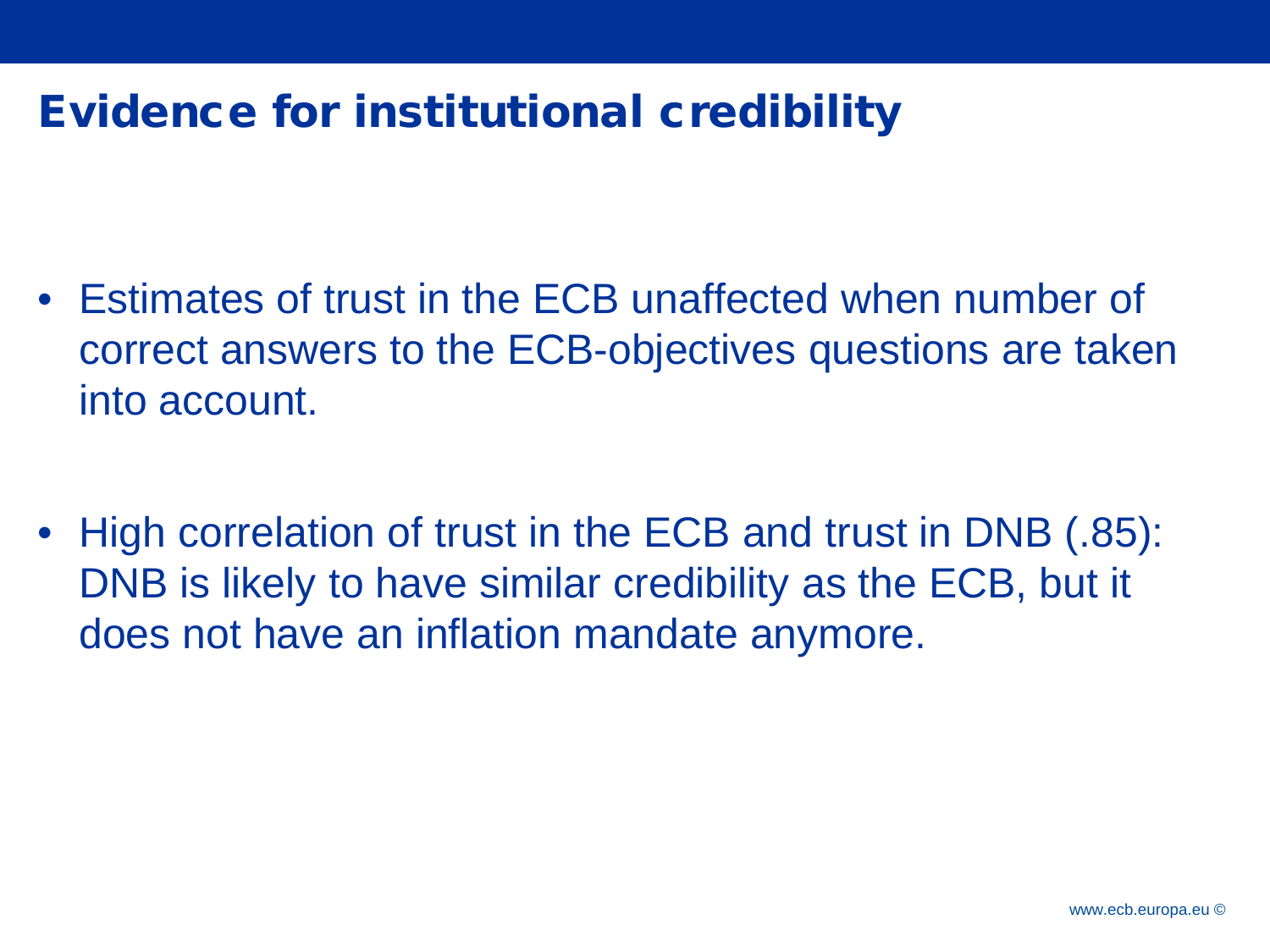# Evidence for institutional credibility

- Estimates of trust in the ECB unaffected when number of correct answers to the ECB-objectives questions are taken into account.

- High correlation of trust in the ECB and trust in DNB (.85): DNB is likely to have similar credibility as the ECB, but it does not have an inflation mandate anymore.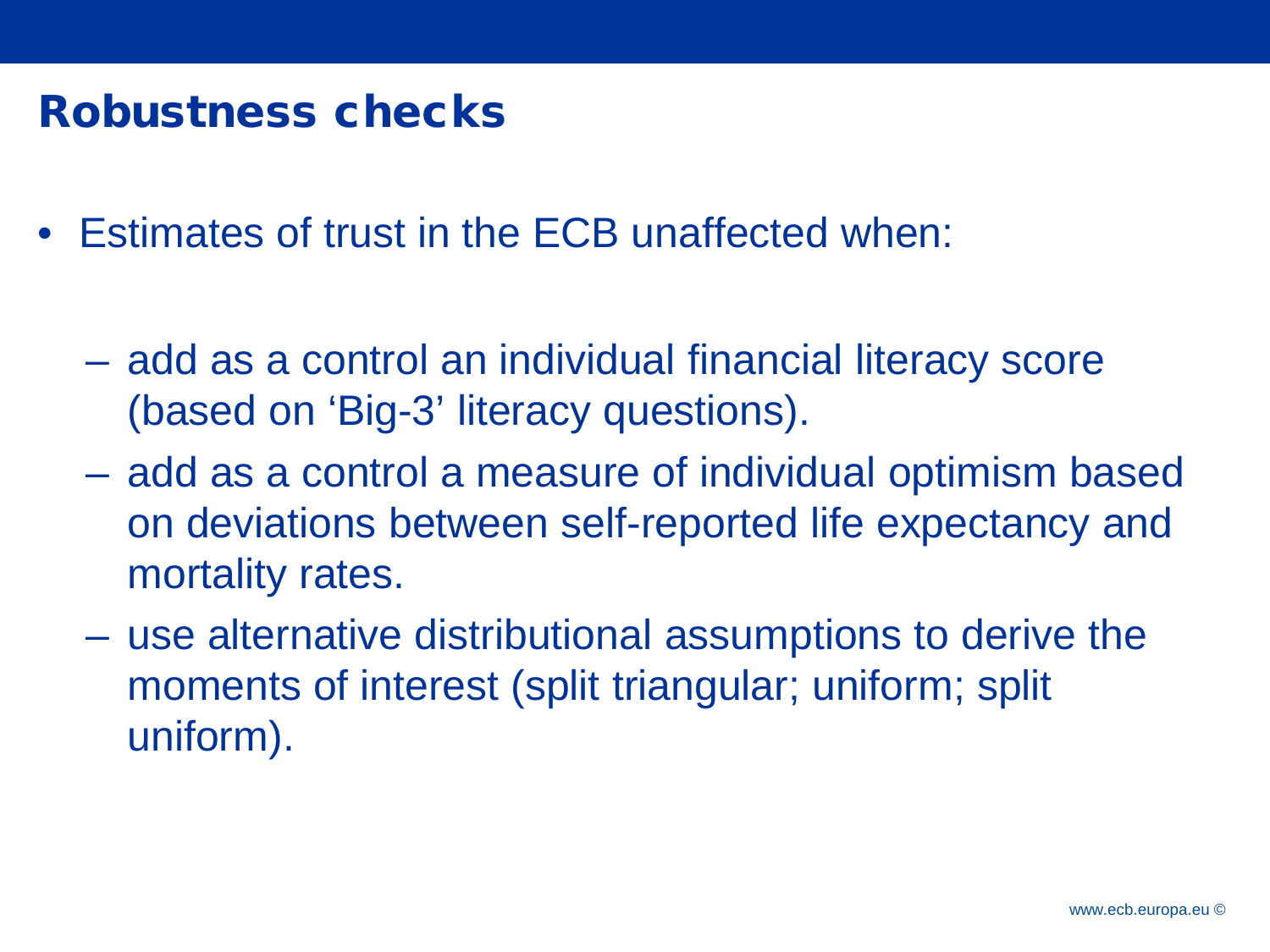# Robustness checks

- Estimates of trust in the ECB unaffected when:
  - add as a control an individual financial literacy score (based on 'Big-3' literacy questions).
  - add as a control a measure of individual optimism based on deviations between self-reported life expectancy and mortality rates.
  - use alternative distributional assumptions to derive the moments of interest (split triangular; uniform; split uniform).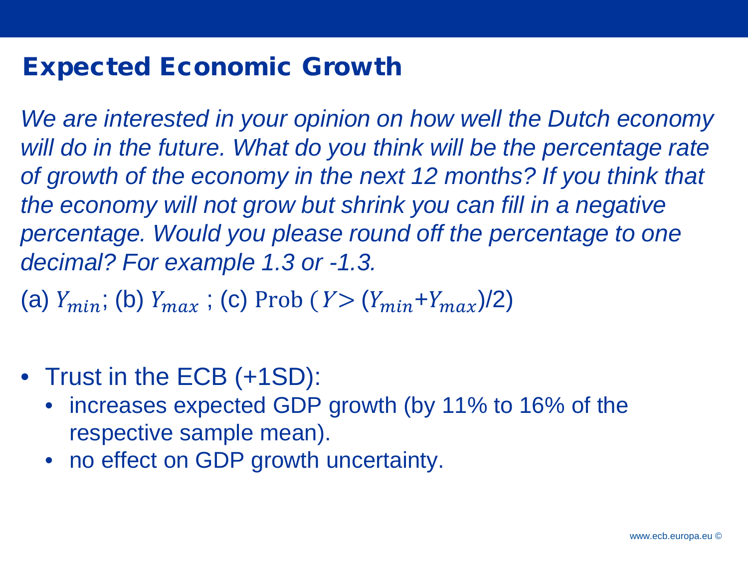## Expected Economic Growth

*We are interested in your opinion on how well the Dutch economy will do in the future. What do you think will be the percentage rate of growth of the economy in the next 12 months? If you think that the economy will not grow but shrink you can fill in a negative percentage. Would you please round off the percentage to one decimal? For example 1.3 or -1.3.*

(a) $Y_{min}$; (b) $Y_{max}$ ; (c) $\text{Prob}\,(Y > (Y_{min}+Y_{max})/2)$

- Trust in the ECB (+1SD):
  - increases expected GDP growth (by 11% to 16% of the respective sample mean).
  - no effect on GDP growth uncertainty.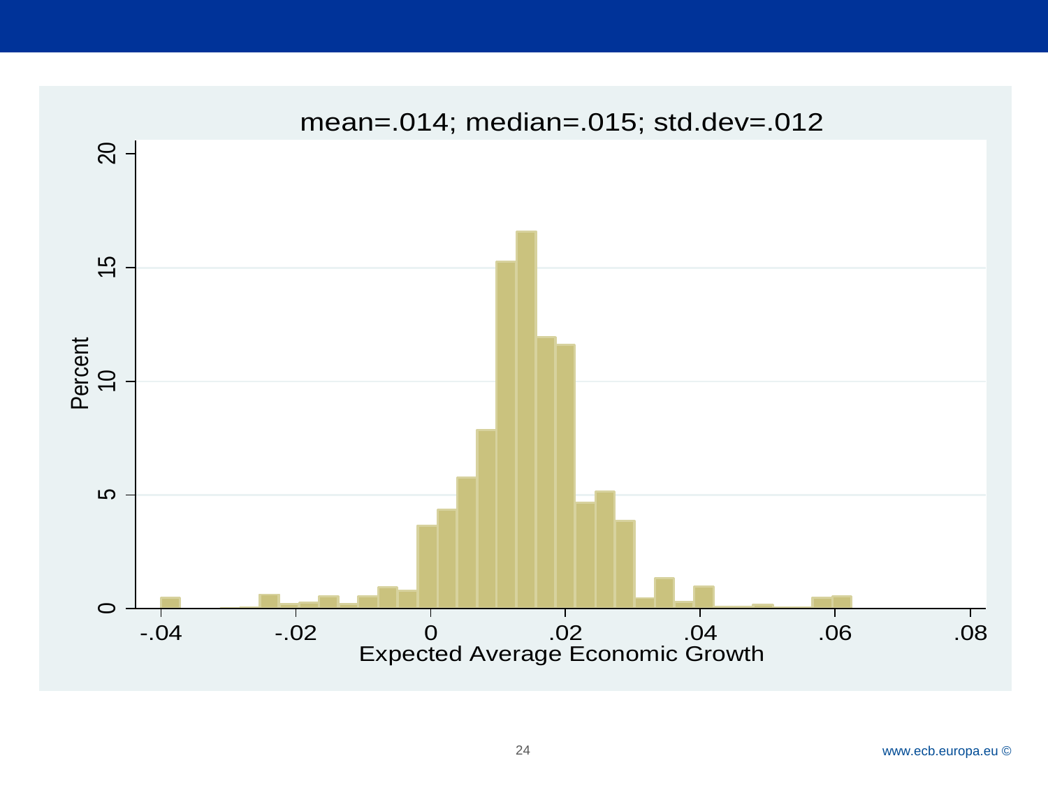mean=.014; median=.015; std.dev=.012

Percent

Expected Average Economic Growth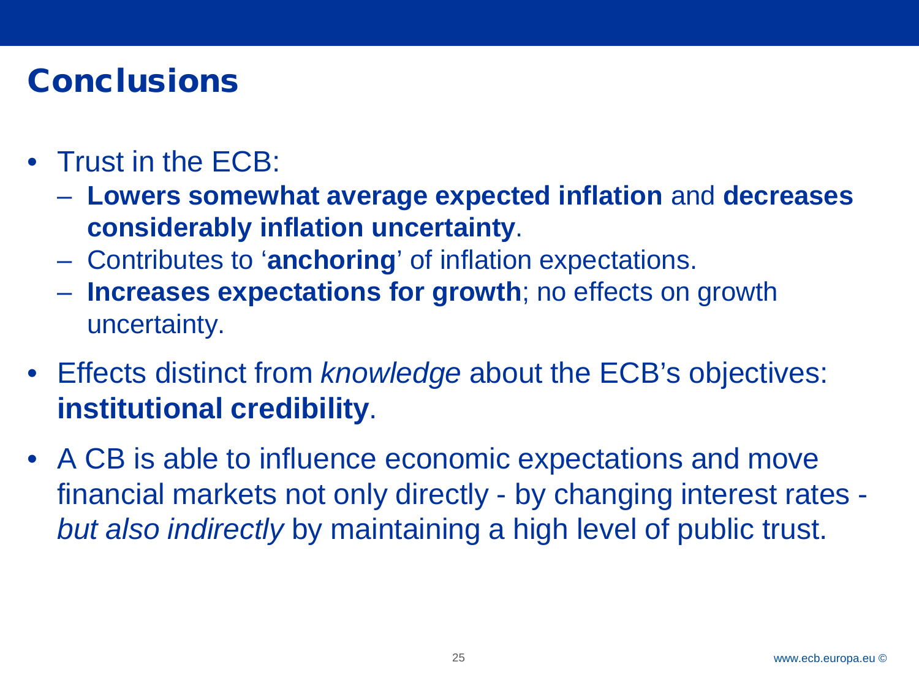# Conclusions

- Trust in the ECB:
  - **Lowers somewhat average expected inflation** and **decreases considerably inflation uncertainty**.
  - Contributes to '**anchoring**' of inflation expectations.
  - **Increases expectations for growth**; no effects on growth uncertainty.
- Effects distinct from *knowledge* about the ECB's objectives: **institutional credibility**.
- A CB is able to influence economic expectations and move financial markets not only directly - by changing interest rates - *but also indirectly* by maintaining a high level of public trust.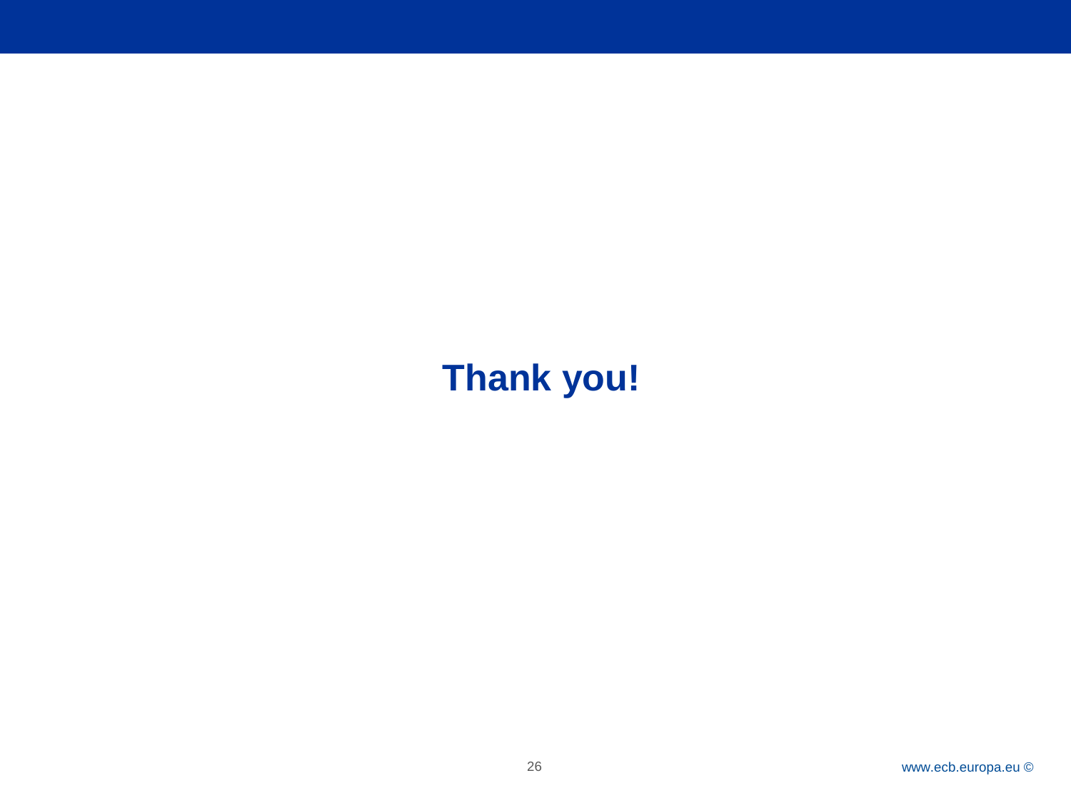**Thank you!**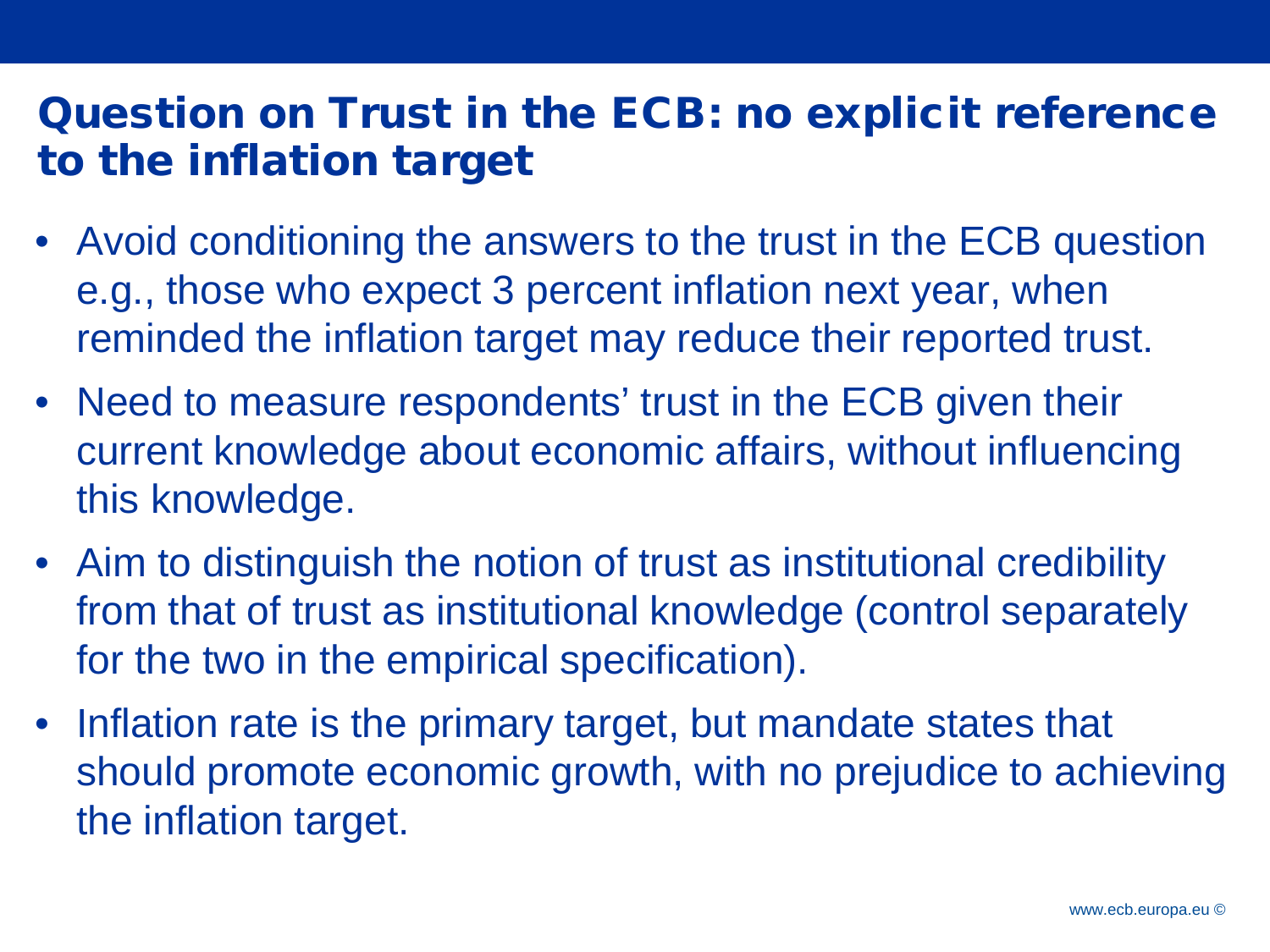# Question on Trust in the ECB: no explicit reference to the inflation target

- Avoid conditioning the answers to the trust in the ECB question e.g., those who expect 3 percent inflation next year, when reminded the inflation target may reduce their reported trust.
- Need to measure respondents' trust in the ECB given their current knowledge about economic affairs, without influencing this knowledge.
- Aim to distinguish the notion of trust as institutional credibility from that of trust as institutional knowledge (control separately for the two in the empirical specification).
- Inflation rate is the primary target, but mandate states that should promote economic growth, with no prejudice to achieving the inflation target.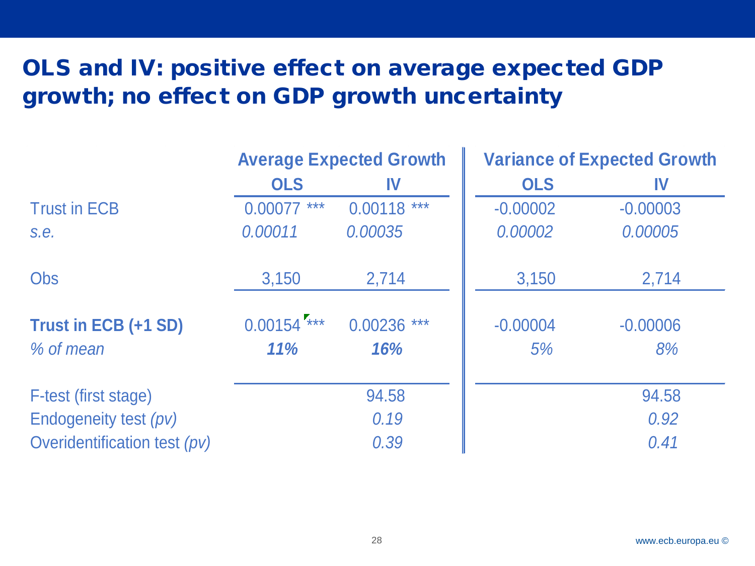# OLS and IV: positive effect on average expected GDP growth; no effect on GDP growth uncertainty

| | Average Expected Growth | | Variance of Expected Growth | |
|---|---|---|---|---|
| | **OLS** | **IV** | **OLS** | **IV** |
| Trust in ECB | 0.00077 *** | 0.00118 *** | -0.00002 | -0.00003 |
| *s.e.* | *0.00011* | *0.00035* | *0.00002* | *0.00005* |
| Obs | 3,150 | 2,714 | 3,150 | 2,714 |
| **Trust in ECB (+1 SD)** | 0.00154 *** | 0.00236 *** | -0.00004 | -0.00006 |
| *% of mean* | ***11%*** | ***16%*** | *5%* | *8%* |
| F-test (first stage) | | 94.58 | | 94.58 |
| Endogeneity test *(pv)* | | *0.19* | | *0.92* |
| Overidentification test *(pv)* | | *0.39* | | *0.41* |

www.ecb.europa.eu ©